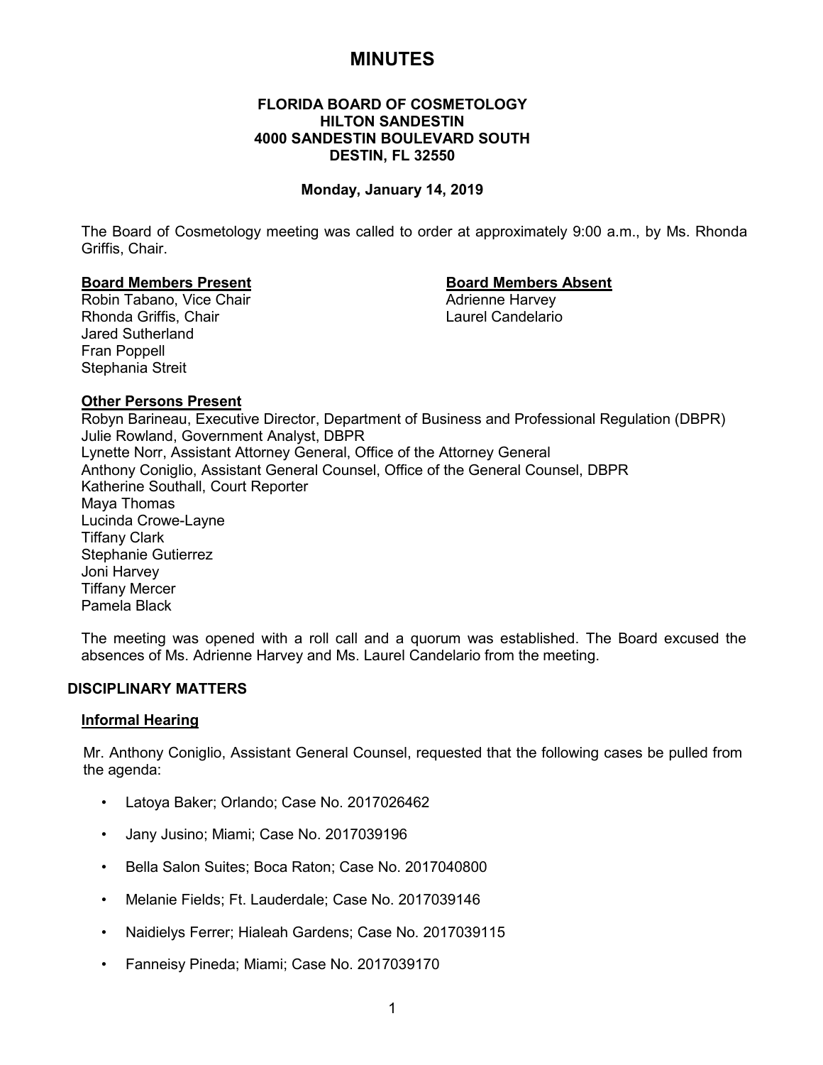# MINUTES

**FLORIDA BOARD OF COSMETOLOGY**
**HILTON SANDESTIN**
**4000 SANDESTIN BOULEVARD SOUTH**
**DESTIN, FL 32550**

**Monday, January 14, 2019**

The Board of Cosmetology meeting was called to order at approximately 9:00 a.m., by Ms. Rhonda Griffis, Chair.

**Board Members Present**
Robin Tabano, Vice Chair
Rhonda Griffis, Chair
Jared Sutherland
Fran Poppell
Stephania Streit

**Board Members Absent**
Adrienne Harvey
Laurel Candelario

**Other Persons Present**
Robyn Barineau, Executive Director, Department of Business and Professional Regulation (DBPR)
Julie Rowland, Government Analyst, DBPR
Lynette Norr, Assistant Attorney General, Office of the Attorney General
Anthony Coniglio, Assistant General Counsel, Office of the General Counsel, DBPR
Katherine Southall, Court Reporter
Maya Thomas
Lucinda Crowe-Layne
Tiffany Clark
Stephanie Gutierrez
Joni Harvey
Tiffany Mercer
Pamela Black

The meeting was opened with a roll call and a quorum was established. The Board excused the absences of Ms. Adrienne Harvey and Ms. Laurel Candelario from the meeting.

## DISCIPLINARY MATTERS

### Informal Hearing

Mr. Anthony Coniglio, Assistant General Counsel, requested that the following cases be pulled from the agenda:

- Latoya Baker; Orlando; Case No. 2017026462
- Jany Jusino; Miami; Case No. 2017039196
- Bella Salon Suites; Boca Raton; Case No. 2017040800
- Melanie Fields; Ft. Lauderdale; Case No. 2017039146
- Naidielys Ferrer; Hialeah Gardens; Case No. 2017039115
- Fanneisy Pineda; Miami; Case No. 2017039170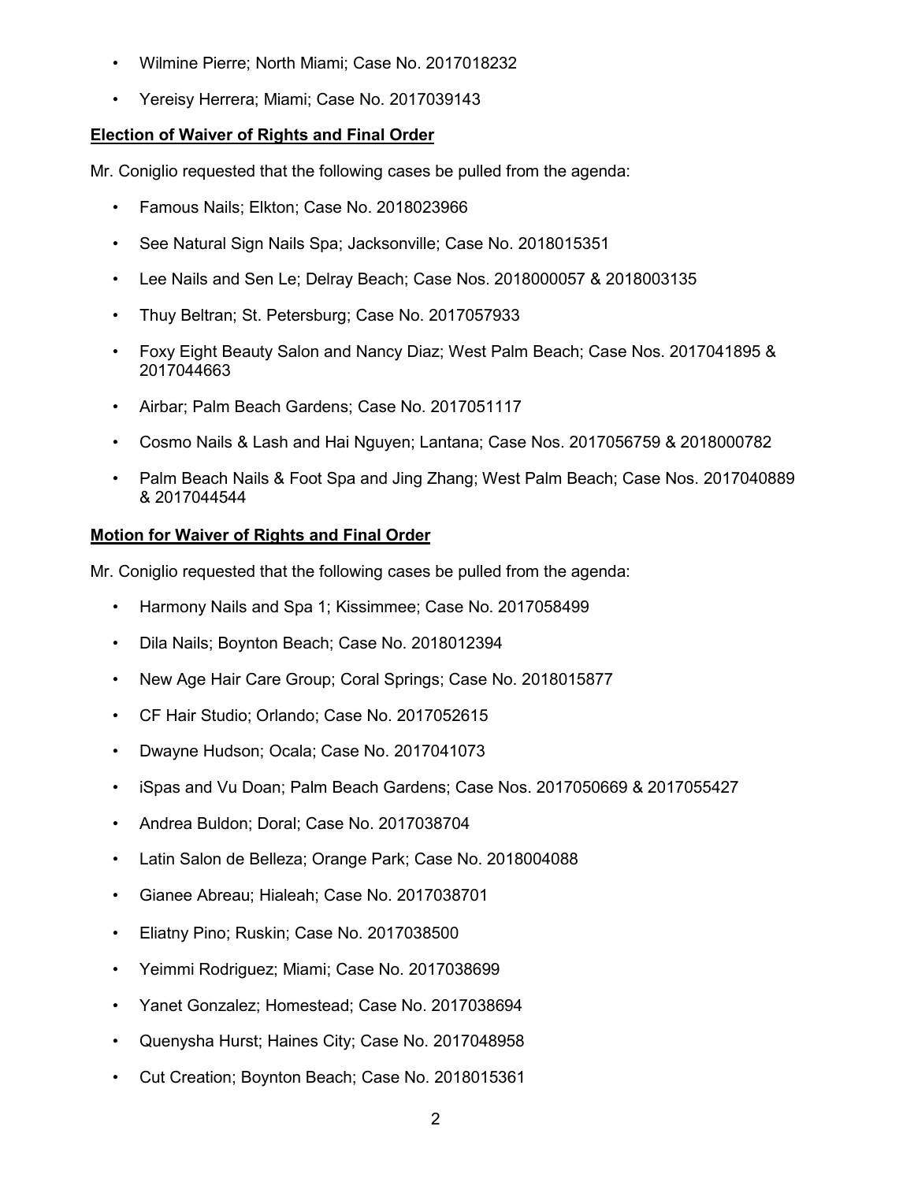- Wilmine Pierre; North Miami; Case No. 2017018232
- Yereisy Herrera; Miami; Case No. 2017039143

**Election of Waiver of Rights and Final Order**

Mr. Coniglio requested that the following cases be pulled from the agenda:

- Famous Nails; Elkton; Case No. 2018023966
- See Natural Sign Nails Spa; Jacksonville; Case No. 2018015351
- Lee Nails and Sen Le; Delray Beach; Case Nos. 2018000057 & 2018003135
- Thuy Beltran; St. Petersburg; Case No. 2017057933
- Foxy Eight Beauty Salon and Nancy Diaz; West Palm Beach; Case Nos. 2017041895 & 2017044663
- Airbar; Palm Beach Gardens; Case No. 2017051117
- Cosmo Nails & Lash and Hai Nguyen; Lantana; Case Nos. 2017056759 & 2018000782
- Palm Beach Nails & Foot Spa and Jing Zhang; West Palm Beach; Case Nos. 2017040889 & 2017044544

**Motion for Waiver of Rights and Final Order**

Mr. Coniglio requested that the following cases be pulled from the agenda:

- Harmony Nails and Spa 1; Kissimmee; Case No. 2017058499
- Dila Nails; Boynton Beach; Case No. 2018012394
- New Age Hair Care Group; Coral Springs; Case No. 2018015877
- CF Hair Studio; Orlando; Case No. 2017052615
- Dwayne Hudson; Ocala; Case No. 2017041073
- iSpas and Vu Doan; Palm Beach Gardens; Case Nos. 2017050669 & 2017055427
- Andrea Buldon; Doral; Case No. 2017038704
- Latin Salon de Belleza; Orange Park; Case No. 2018004088
- Gianee Abreau; Hialeah; Case No. 2017038701
- Eliatny Pino; Ruskin; Case No. 2017038500
- Yeimmi Rodriguez; Miami; Case No. 2017038699
- Yanet Gonzalez; Homestead; Case No. 2017038694
- Quenysha Hurst; Haines City; Case No. 2017048958
- Cut Creation; Boynton Beach; Case No. 2018015361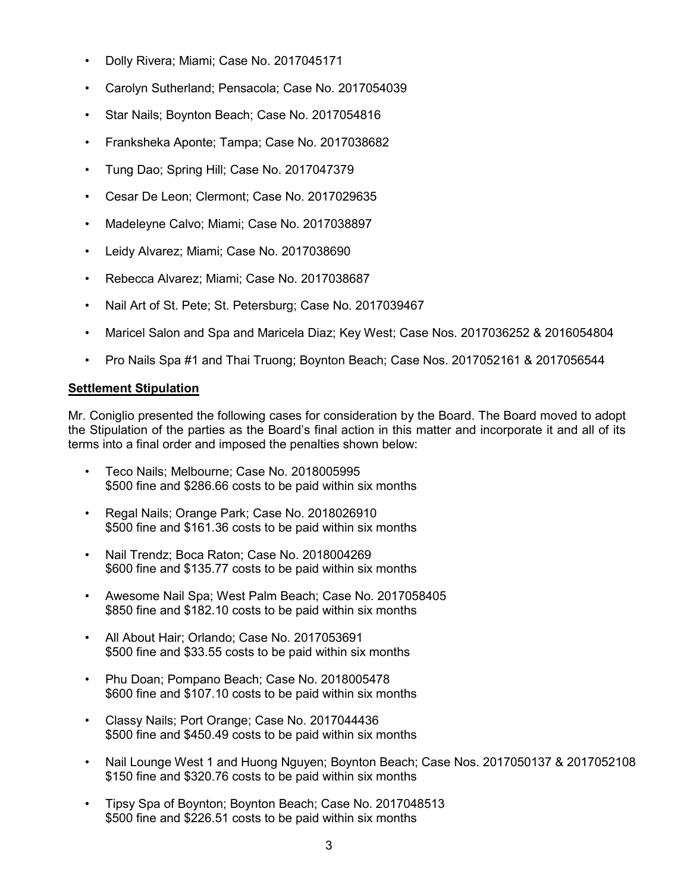- Dolly Rivera; Miami; Case No. 2017045171
- Carolyn Sutherland; Pensacola; Case No. 2017054039
- Star Nails; Boynton Beach; Case No. 2017054816
- Franksheka Aponte; Tampa; Case No. 2017038682
- Tung Dao; Spring Hill; Case No. 2017047379
- Cesar De Leon; Clermont; Case No. 2017029635
- Madeleyne Calvo; Miami; Case No. 2017038897
- Leidy Alvarez; Miami; Case No. 2017038690
- Rebecca Alvarez; Miami; Case No. 2017038687
- Nail Art of St. Pete; St. Petersburg; Case No. 2017039467
- Maricel Salon and Spa and Maricela Diaz; Key West; Case Nos. 2017036252 & 2016054804
- Pro Nails Spa #1 and Thai Truong; Boynton Beach; Case Nos. 2017052161 & 2017056544

**Settlement Stipulation**

Mr. Coniglio presented the following cases for consideration by the Board. The Board moved to adopt the Stipulation of the parties as the Board's final action in this matter and incorporate it and all of its terms into a final order and imposed the penalties shown below:

- Teco Nails; Melbourne; Case No. 2018005995
  $500 fine and $286.66 costs to be paid within six months
- Regal Nails; Orange Park; Case No. 2018026910
  $500 fine and $161.36 costs to be paid within six months
- Nail Trendz; Boca Raton; Case No. 2018004269
  $600 fine and $135.77 costs to be paid within six months
- Awesome Nail Spa; West Palm Beach; Case No. 2017058405
  $850 fine and $182.10 costs to be paid within six months
- All About Hair; Orlando; Case No. 2017053691
  $500 fine and $33.55 costs to be paid within six months
- Phu Doan; Pompano Beach; Case No. 2018005478
  $600 fine and $107.10 costs to be paid within six months
- Classy Nails; Port Orange; Case No. 2017044436
  $500 fine and $450.49 costs to be paid within six months
- Nail Lounge West 1 and Huong Nguyen; Boynton Beach; Case Nos. 2017050137 & 2017052108
  $150 fine and $320.76 costs to be paid within six months
- Tipsy Spa of Boynton; Boynton Beach; Case No. 2017048513
  $500 fine and $226.51 costs to be paid within six months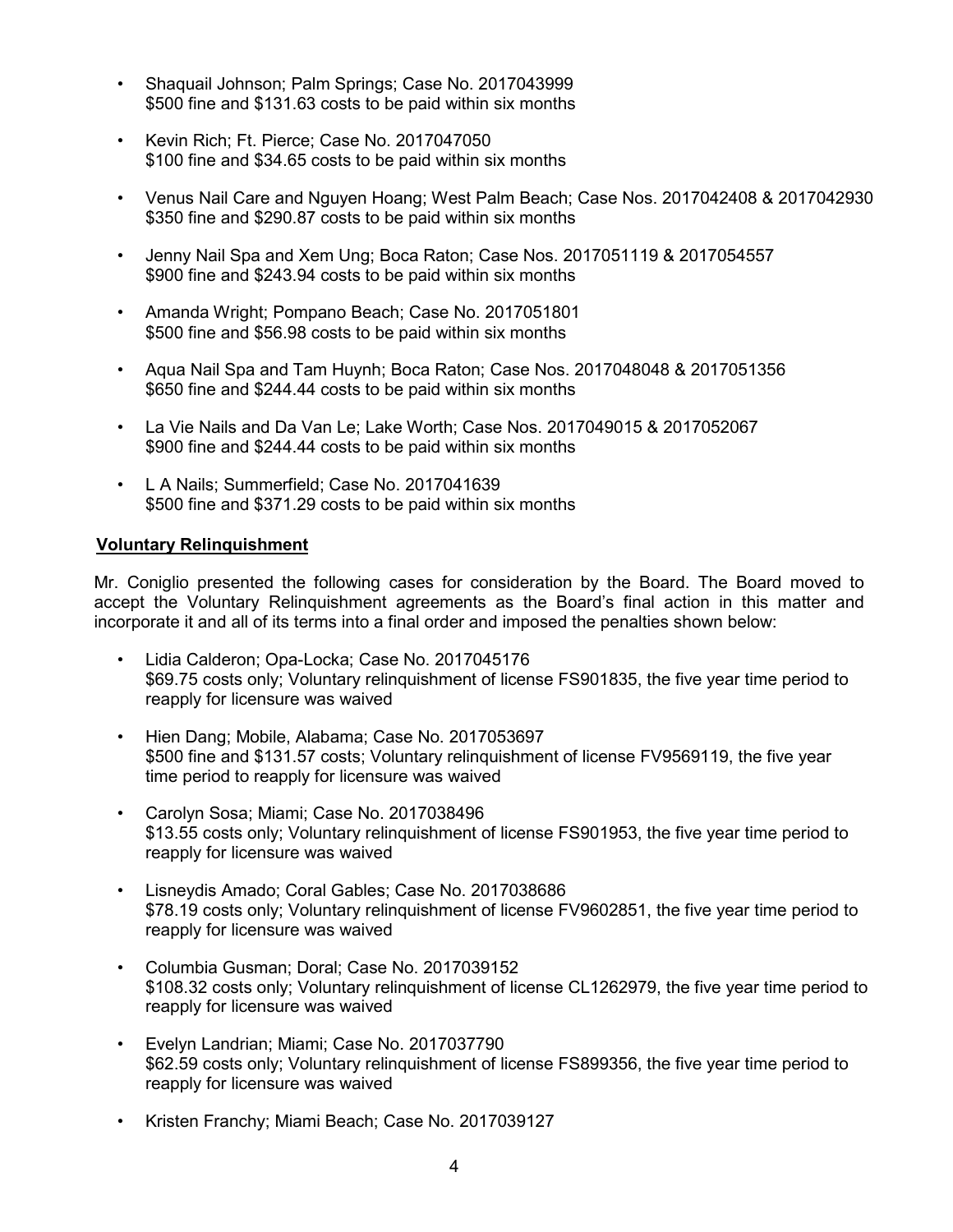- Shaquail Johnson; Palm Springs; Case No. 2017043999
  $500 fine and $131.63 costs to be paid within six months

- Kevin Rich; Ft. Pierce; Case No. 2017047050
  $100 fine and $34.65 costs to be paid within six months

- Venus Nail Care and Nguyen Hoang; West Palm Beach; Case Nos. 2017042408 & 2017042930
  $350 fine and $290.87 costs to be paid within six months

- Jenny Nail Spa and Xem Ung; Boca Raton; Case Nos. 2017051119 & 2017054557
  $900 fine and $243.94 costs to be paid within six months

- Amanda Wright; Pompano Beach; Case No. 2017051801
  $500 fine and $56.98 costs to be paid within six months

- Aqua Nail Spa and Tam Huynh; Boca Raton; Case Nos. 2017048048 & 2017051356
  $650 fine and $244.44 costs to be paid within six months

- La Vie Nails and Da Van Le; Lake Worth; Case Nos. 2017049015 & 2017052067
  $900 fine and $244.44 costs to be paid within six months

- L A Nails; Summerfield; Case No. 2017041639
  $500 fine and $371.29 costs to be paid within six months

**Voluntary Relinquishment**

Mr. Coniglio presented the following cases for consideration by the Board. The Board moved to accept the Voluntary Relinquishment agreements as the Board's final action in this matter and incorporate it and all of its terms into a final order and imposed the penalties shown below:

- Lidia Calderon; Opa-Locka; Case No. 2017045176
  $69.75 costs only; Voluntary relinquishment of license FS901835, the five year time period to reapply for licensure was waived

- Hien Dang; Mobile, Alabama; Case No. 2017053697
  $500 fine and $131.57 costs; Voluntary relinquishment of license FV9569119, the five year time period to reapply for licensure was waived

- Carolyn Sosa; Miami; Case No. 2017038496
  $13.55 costs only; Voluntary relinquishment of license FS901953, the five year time period to reapply for licensure was waived

- Lisneydis Amado; Coral Gables; Case No. 2017038686
  $78.19 costs only; Voluntary relinquishment of license FV9602851, the five year time period to reapply for licensure was waived

- Columbia Gusman; Doral; Case No. 2017039152
  $108.32 costs only; Voluntary relinquishment of license CL1262979, the five year time period to reapply for licensure was waived

- Evelyn Landrian; Miami; Case No. 2017037790
  $62.59 costs only; Voluntary relinquishment of license FS899356, the five year time period to reapply for licensure was waived

- Kristen Franchy; Miami Beach; Case No. 2017039127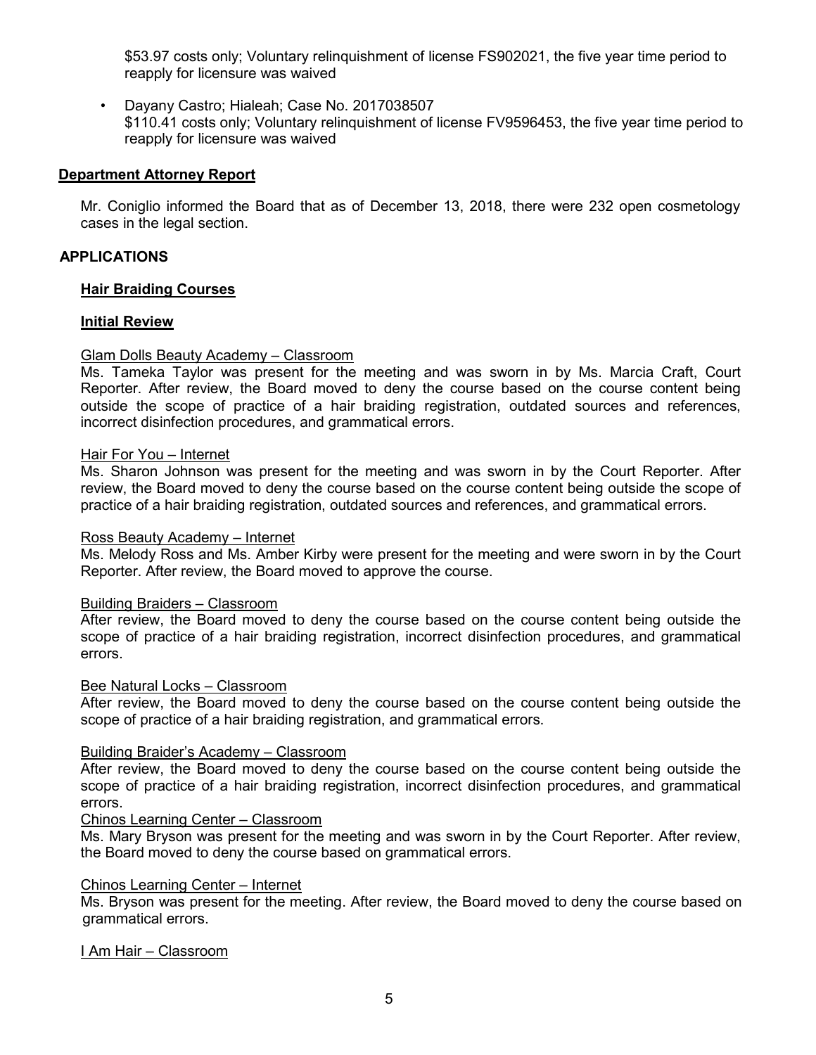$53.97 costs only; Voluntary relinquishment of license FS902021, the five year time period to reapply for licensure was waived

- Dayany Castro; Hialeah; Case No. 2017038507
  $110.41 costs only; Voluntary relinquishment of license FV9596453, the five year time period to reapply for licensure was waived

**Department Attorney Report**

Mr. Coniglio informed the Board that as of December 13, 2018, there were 232 open cosmetology cases in the legal section.

## APPLICATIONS

**Hair Braiding Courses**

**Initial Review**

Glam Dolls Beauty Academy – Classroom
Ms. Tameka Taylor was present for the meeting and was sworn in by Ms. Marcia Craft, Court Reporter. After review, the Board moved to deny the course based on the course content being outside the scope of practice of a hair braiding registration, outdated sources and references, incorrect disinfection procedures, and grammatical errors.

Hair For You – Internet
Ms. Sharon Johnson was present for the meeting and was sworn in by the Court Reporter. After review, the Board moved to deny the course based on the course content being outside the scope of practice of a hair braiding registration, outdated sources and references, and grammatical errors.

Ross Beauty Academy – Internet
Ms. Melody Ross and Ms. Amber Kirby were present for the meeting and were sworn in by the Court Reporter. After review, the Board moved to approve the course.

Building Braiders – Classroom
After review, the Board moved to deny the course based on the course content being outside the scope of practice of a hair braiding registration, incorrect disinfection procedures, and grammatical errors.

Bee Natural Locks – Classroom
After review, the Board moved to deny the course based on the course content being outside the scope of practice of a hair braiding registration, and grammatical errors.

Building Braider's Academy – Classroom
After review, the Board moved to deny the course based on the course content being outside the scope of practice of a hair braiding registration, incorrect disinfection procedures, and grammatical errors.

Chinos Learning Center – Classroom
Ms. Mary Bryson was present for the meeting and was sworn in by the Court Reporter. After review, the Board moved to deny the course based on grammatical errors.

Chinos Learning Center – Internet
Ms. Bryson was present for the meeting. After review, the Board moved to deny the course based on grammatical errors.

I Am Hair – Classroom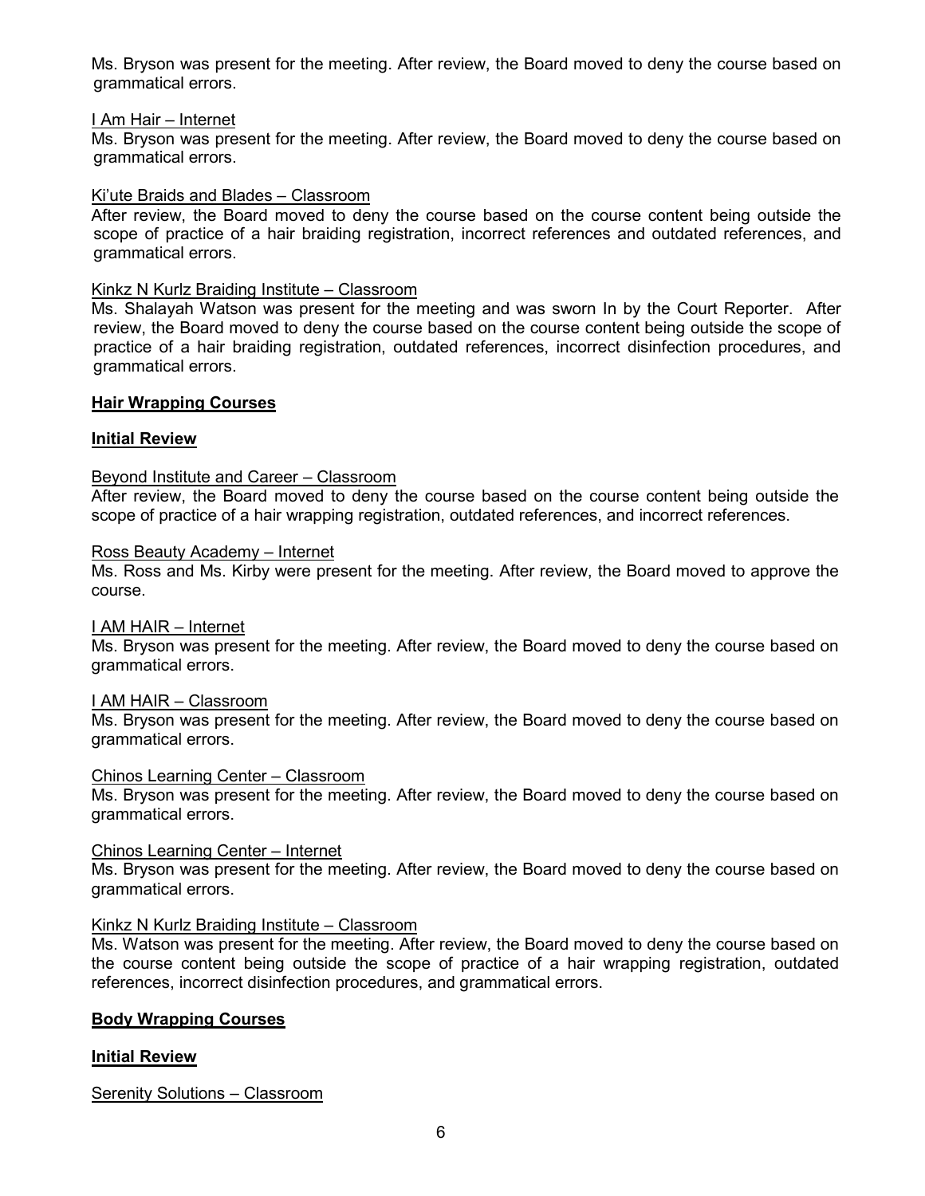Ms. Bryson was present for the meeting. After review, the Board moved to deny the course based on grammatical errors.

I Am Hair – Internet

Ms. Bryson was present for the meeting. After review, the Board moved to deny the course based on grammatical errors.

Ki'ute Braids and Blades – Classroom

After review, the Board moved to deny the course based on the course content being outside the scope of practice of a hair braiding registration, incorrect references and outdated references, and grammatical errors.

Kinkz N Kurlz Braiding Institute – Classroom

Ms. Shalayah Watson was present for the meeting and was sworn In by the Court Reporter. After review, the Board moved to deny the course based on the course content being outside the scope of practice of a hair braiding registration, outdated references, incorrect disinfection procedures, and grammatical errors.

**Hair Wrapping Courses**

**Initial Review**

Beyond Institute and Career – Classroom

After review, the Board moved to deny the course based on the course content being outside the scope of practice of a hair wrapping registration, outdated references, and incorrect references.

Ross Beauty Academy – Internet

Ms. Ross and Ms. Kirby were present for the meeting. After review, the Board moved to approve the course.

I AM HAIR – Internet

Ms. Bryson was present for the meeting. After review, the Board moved to deny the course based on grammatical errors.

I AM HAIR – Classroom

Ms. Bryson was present for the meeting. After review, the Board moved to deny the course based on grammatical errors.

Chinos Learning Center – Classroom

Ms. Bryson was present for the meeting. After review, the Board moved to deny the course based on grammatical errors.

Chinos Learning Center – Internet

Ms. Bryson was present for the meeting. After review, the Board moved to deny the course based on grammatical errors.

Kinkz N Kurlz Braiding Institute – Classroom

Ms. Watson was present for the meeting. After review, the Board moved to deny the course based on the course content being outside the scope of practice of a hair wrapping registration, outdated references, incorrect disinfection procedures, and grammatical errors.

**Body Wrapping Courses**

**Initial Review**

Serenity Solutions – Classroom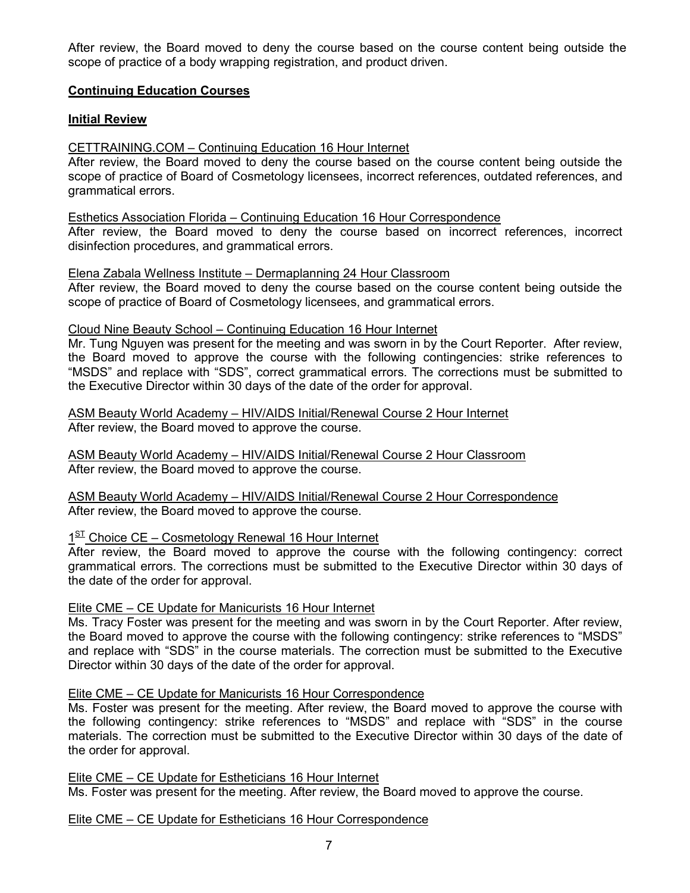After review, the Board moved to deny the course based on the course content being outside the scope of practice of a body wrapping registration, and product driven.

**Continuing Education Courses**

**Initial Review**

CETTRAINING.COM – Continuing Education 16 Hour Internet
After review, the Board moved to deny the course based on the course content being outside the scope of practice of Board of Cosmetology licensees, incorrect references, outdated references, and grammatical errors.

Esthetics Association Florida – Continuing Education 16 Hour Correspondence
After review, the Board moved to deny the course based on incorrect references, incorrect disinfection procedures, and grammatical errors.

Elena Zabala Wellness Institute – Dermaplanning 24 Hour Classroom
After review, the Board moved to deny the course based on the course content being outside the scope of practice of Board of Cosmetology licensees, and grammatical errors.

Cloud Nine Beauty School – Continuing Education 16 Hour Internet
Mr. Tung Nguyen was present for the meeting and was sworn in by the Court Reporter. After review, the Board moved to approve the course with the following contingencies: strike references to "MSDS" and replace with "SDS", correct grammatical errors. The corrections must be submitted to the Executive Director within 30 days of the date of the order for approval.

ASM Beauty World Academy – HIV/AIDS Initial/Renewal Course 2 Hour Internet
After review, the Board moved to approve the course.

ASM Beauty World Academy – HIV/AIDS Initial/Renewal Course 2 Hour Classroom
After review, the Board moved to approve the course.

ASM Beauty World Academy – HIV/AIDS Initial/Renewal Course 2 Hour Correspondence
After review, the Board moved to approve the course.

1ST Choice CE – Cosmetology Renewal 16 Hour Internet
After review, the Board moved to approve the course with the following contingency: correct grammatical errors. The corrections must be submitted to the Executive Director within 30 days of the date of the order for approval.

Elite CME – CE Update for Manicurists 16 Hour Internet
Ms. Tracy Foster was present for the meeting and was sworn in by the Court Reporter. After review, the Board moved to approve the course with the following contingency: strike references to "MSDS" and replace with "SDS" in the course materials. The correction must be submitted to the Executive Director within 30 days of the date of the order for approval.

Elite CME – CE Update for Manicurists 16 Hour Correspondence
Ms. Foster was present for the meeting. After review, the Board moved to approve the course with the following contingency: strike references to "MSDS" and replace with "SDS" in the course materials. The correction must be submitted to the Executive Director within 30 days of the date of the order for approval.

Elite CME – CE Update for Estheticians 16 Hour Internet
Ms. Foster was present for the meeting. After review, the Board moved to approve the course.

Elite CME – CE Update for Estheticians 16 Hour Correspondence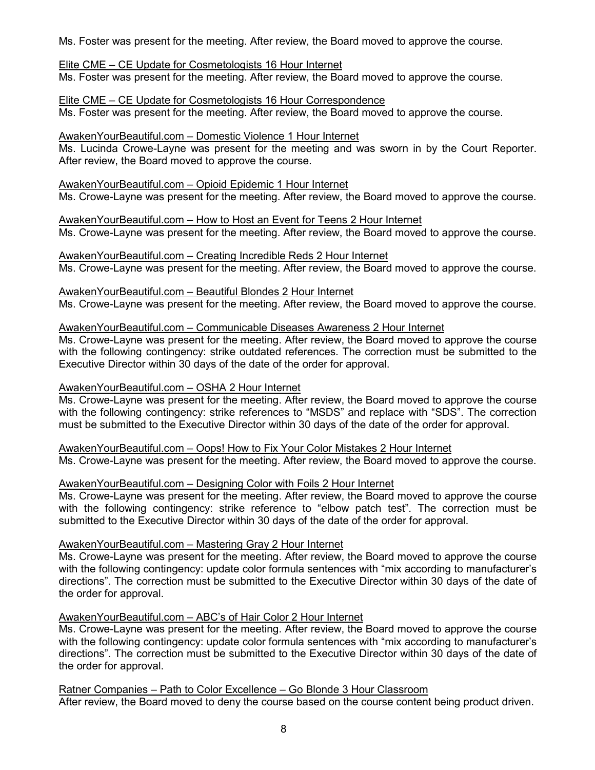Ms. Foster was present for the meeting. After review, the Board moved to approve the course.

<u>Elite CME – CE Update for Cosmetologists 16 Hour Internet</u>
Ms. Foster was present for the meeting. After review, the Board moved to approve the course.

<u>Elite CME – CE Update for Cosmetologists 16 Hour Correspondence</u>
Ms. Foster was present for the meeting. After review, the Board moved to approve the course.

<u>AwakenYourBeautiful.com – Domestic Violence 1 Hour Internet</u>
Ms. Lucinda Crowe-Layne was present for the meeting and was sworn in by the Court Reporter. After review, the Board moved to approve the course.

<u>AwakenYourBeautiful.com – Opioid Epidemic 1 Hour Internet</u>
Ms. Crowe-Layne was present for the meeting. After review, the Board moved to approve the course.

<u>AwakenYourBeautiful.com – How to Host an Event for Teens 2 Hour Internet</u>
Ms. Crowe-Layne was present for the meeting. After review, the Board moved to approve the course.

<u>AwakenYourBeautiful.com – Creating Incredible Reds 2 Hour Internet</u>
Ms. Crowe-Layne was present for the meeting. After review, the Board moved to approve the course.

<u>AwakenYourBeautiful.com – Beautiful Blondes 2 Hour Internet</u>
Ms. Crowe-Layne was present for the meeting. After review, the Board moved to approve the course.

<u>AwakenYourBeautiful.com – Communicable Diseases Awareness 2 Hour Internet</u>
Ms. Crowe-Layne was present for the meeting. After review, the Board moved to approve the course with the following contingency: strike outdated references. The correction must be submitted to the Executive Director within 30 days of the date of the order for approval.

<u>AwakenYourBeautiful.com – OSHA 2 Hour Internet</u>
Ms. Crowe-Layne was present for the meeting. After review, the Board moved to approve the course with the following contingency: strike references to "MSDS" and replace with "SDS". The correction must be submitted to the Executive Director within 30 days of the date of the order for approval.

<u>AwakenYourBeautiful.com – Oops! How to Fix Your Color Mistakes 2 Hour Internet</u>
Ms. Crowe-Layne was present for the meeting. After review, the Board moved to approve the course.

<u>AwakenYourBeautiful.com – Designing Color with Foils 2 Hour Internet</u>
Ms. Crowe-Layne was present for the meeting. After review, the Board moved to approve the course with the following contingency: strike reference to "elbow patch test". The correction must be submitted to the Executive Director within 30 days of the date of the order for approval.

<u>AwakenYourBeautiful.com – Mastering Gray 2 Hour Internet</u>
Ms. Crowe-Layne was present for the meeting. After review, the Board moved to approve the course with the following contingency: update color formula sentences with "mix according to manufacturer's directions". The correction must be submitted to the Executive Director within 30 days of the date of the order for approval.

<u>AwakenYourBeautiful.com – ABC's of Hair Color 2 Hour Internet</u>
Ms. Crowe-Layne was present for the meeting. After review, the Board moved to approve the course with the following contingency: update color formula sentences with "mix according to manufacturer's directions". The correction must be submitted to the Executive Director within 30 days of the date of the order for approval.

<u>Ratner Companies – Path to Color Excellence – Go Blonde 3 Hour Classroom</u>
After review, the Board moved to deny the course based on the course content being product driven.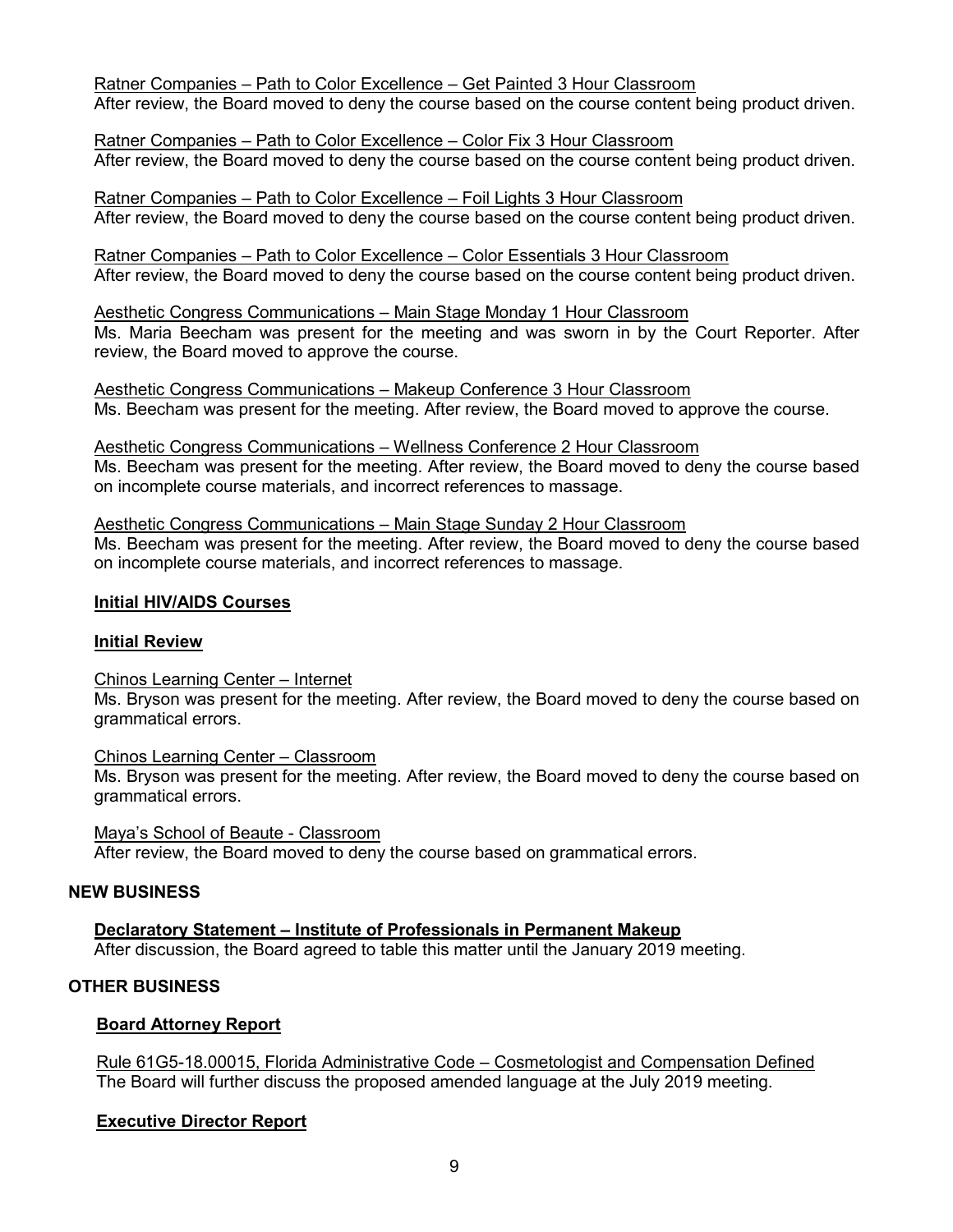Ratner Companies – Path to Color Excellence – Get Painted 3 Hour Classroom
After review, the Board moved to deny the course based on the course content being product driven.

Ratner Companies – Path to Color Excellence – Color Fix 3 Hour Classroom
After review, the Board moved to deny the course based on the course content being product driven.

Ratner Companies – Path to Color Excellence – Foil Lights 3 Hour Classroom
After review, the Board moved to deny the course based on the course content being product driven.

Ratner Companies – Path to Color Excellence – Color Essentials 3 Hour Classroom
After review, the Board moved to deny the course based on the course content being product driven.

Aesthetic Congress Communications – Main Stage Monday 1 Hour Classroom
Ms. Maria Beecham was present for the meeting and was sworn in by the Court Reporter. After review, the Board moved to approve the course.

Aesthetic Congress Communications – Makeup Conference 3 Hour Classroom
Ms. Beecham was present for the meeting. After review, the Board moved to approve the course.

Aesthetic Congress Communications – Wellness Conference 2 Hour Classroom
Ms. Beecham was present for the meeting. After review, the Board moved to deny the course based on incomplete course materials, and incorrect references to massage.

Aesthetic Congress Communications – Main Stage Sunday 2 Hour Classroom
Ms. Beecham was present for the meeting. After review, the Board moved to deny the course based on incomplete course materials, and incorrect references to massage.

**Initial HIV/AIDS Courses**

**Initial Review**

Chinos Learning Center – Internet
Ms. Bryson was present for the meeting. After review, the Board moved to deny the course based on grammatical errors.

Chinos Learning Center – Classroom
Ms. Bryson was present for the meeting. After review, the Board moved to deny the course based on grammatical errors.

Maya's School of Beaute - Classroom
After review, the Board moved to deny the course based on grammatical errors.

## NEW BUSINESS

**Declaratory Statement – Institute of Professionals in Permanent Makeup**
After discussion, the Board agreed to table this matter until the January 2019 meeting.

## OTHER BUSINESS

**Board Attorney Report**

Rule 61G5-18.00015, Florida Administrative Code – Cosmetologist and Compensation Defined
The Board will further discuss the proposed amended language at the July 2019 meeting.

**Executive Director Report**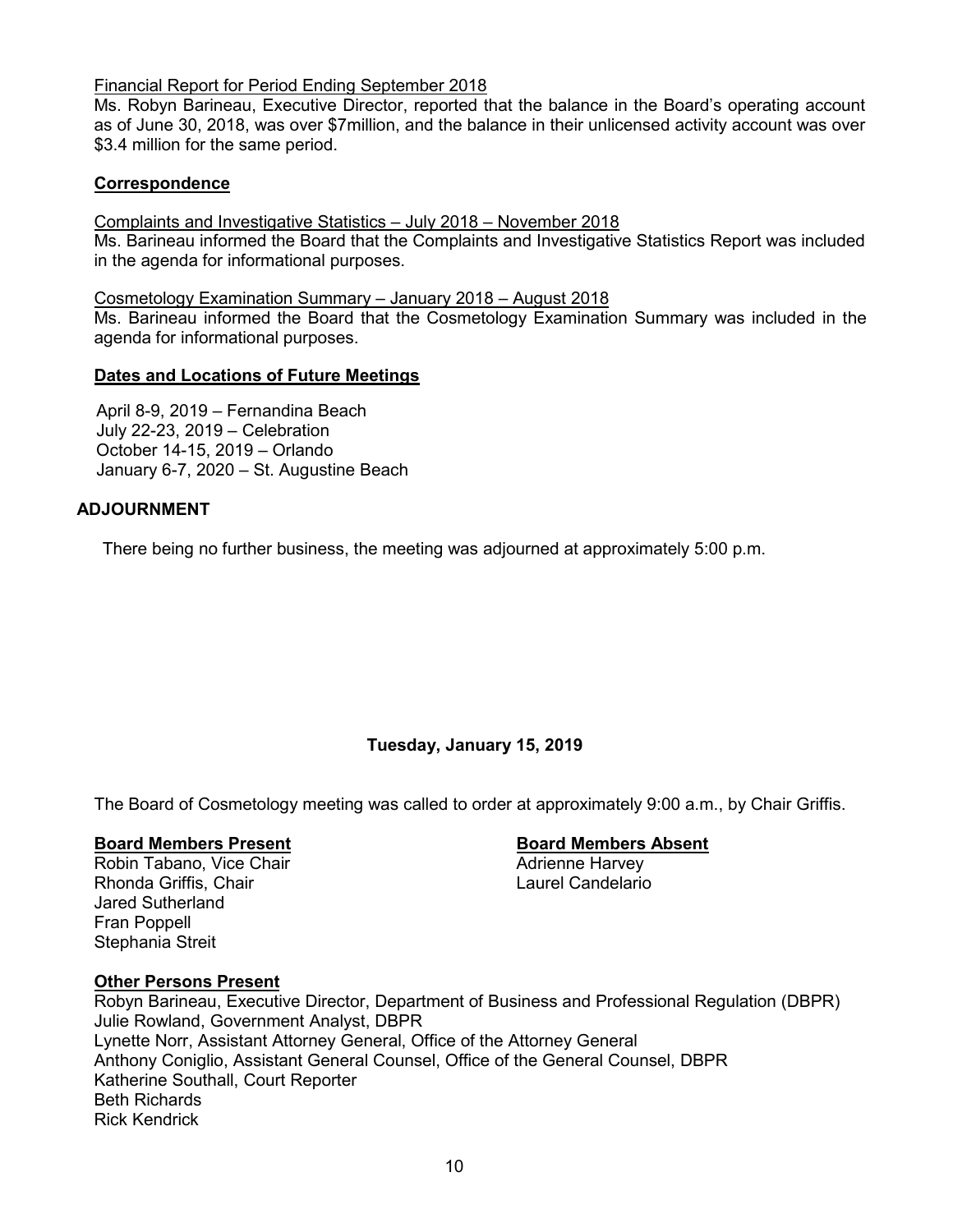Financial Report for Period Ending September 2018

Ms. Robyn Barineau, Executive Director, reported that the balance in the Board's operating account as of June 30, 2018, was over $7million, and the balance in their unlicensed activity account was over $3.4 million for the same period.

**Correspondence**

Complaints and Investigative Statistics – July 2018 – November 2018

Ms. Barineau informed the Board that the Complaints and Investigative Statistics Report was included in the agenda for informational purposes.

Cosmetology Examination Summary – January 2018 – August 2018

Ms. Barineau informed the Board that the Cosmetology Examination Summary was included in the agenda for informational purposes.

**Dates and Locations of Future Meetings**

April 8-9, 2019 – Fernandina Beach
July 22-23, 2019 – Celebration
October 14-15, 2019 – Orlando
January 6-7, 2020 – St. Augustine Beach

**ADJOURNMENT**

There being no further business, the meeting was adjourned at approximately 5:00 p.m.

**Tuesday, January 15, 2019**

The Board of Cosmetology meeting was called to order at approximately 9:00 a.m., by Chair Griffis.

**Board Members Present**

Robin Tabano, Vice Chair
Rhonda Griffis, Chair
Jared Sutherland
Fran Poppell
Stephania Streit

**Board Members Absent**

Adrienne Harvey
Laurel Candelario

**Other Persons Present**

Robyn Barineau, Executive Director, Department of Business and Professional Regulation (DBPR)
Julie Rowland, Government Analyst, DBPR
Lynette Norr, Assistant Attorney General, Office of the Attorney General
Anthony Coniglio, Assistant General Counsel, Office of the General Counsel, DBPR
Katherine Southall, Court Reporter
Beth Richards
Rick Kendrick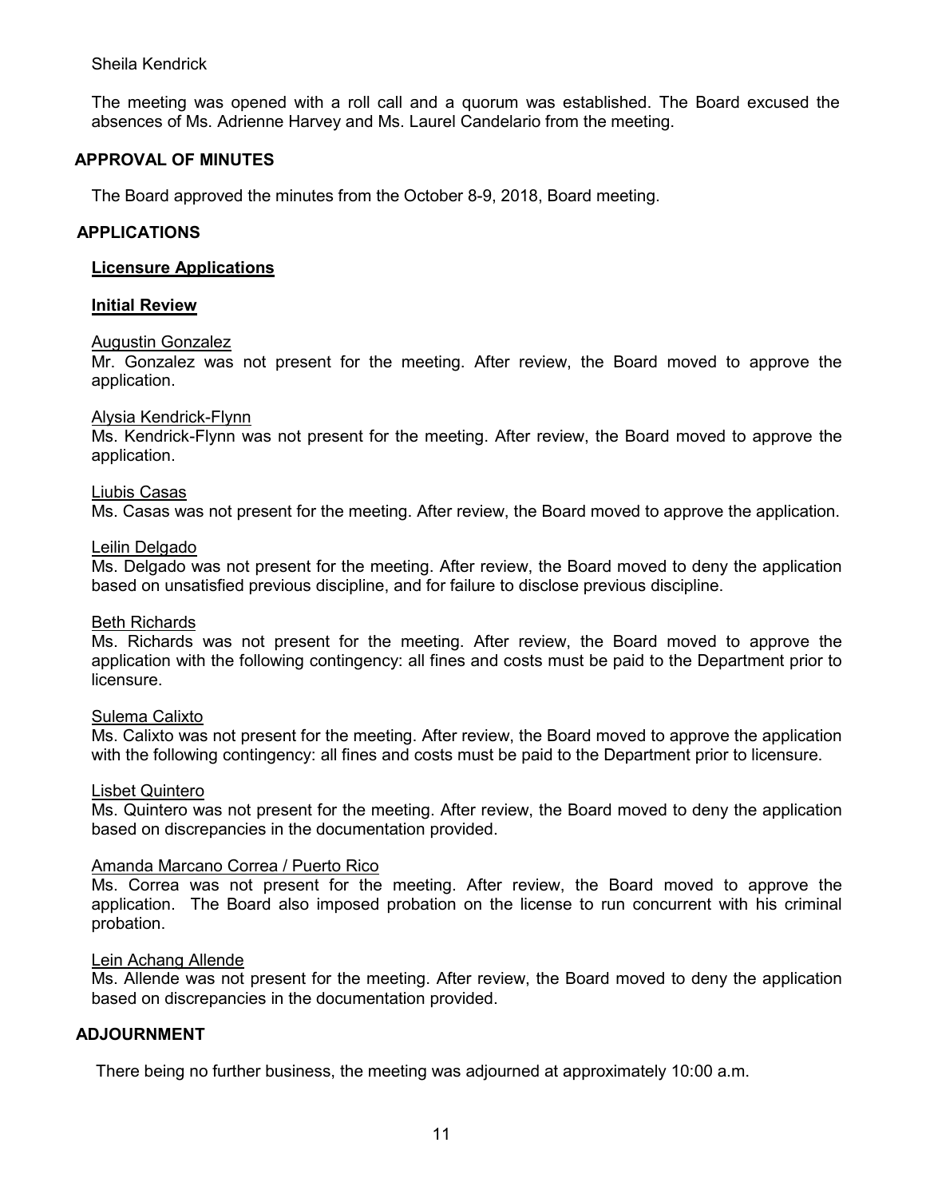Sheila Kendrick

The meeting was opened with a roll call and a quorum was established. The Board excused the absences of Ms. Adrienne Harvey and Ms. Laurel Candelario from the meeting.

## APPROVAL OF MINUTES

The Board approved the minutes from the October 8-9, 2018, Board meeting.

## APPLICATIONS

### Licensure Applications

#### Initial Review

Augustin Gonzalez
Mr. Gonzalez was not present for the meeting. After review, the Board moved to approve the application.

Alysia Kendrick-Flynn
Ms. Kendrick-Flynn was not present for the meeting. After review, the Board moved to approve the application.

Liubis Casas
Ms. Casas was not present for the meeting. After review, the Board moved to approve the application.

Leilin Delgado
Ms. Delgado was not present for the meeting. After review, the Board moved to deny the application based on unsatisfied previous discipline, and for failure to disclose previous discipline.

Beth Richards
Ms. Richards was not present for the meeting. After review, the Board moved to approve the application with the following contingency: all fines and costs must be paid to the Department prior to licensure.

Sulema Calixto
Ms. Calixto was not present for the meeting. After review, the Board moved to approve the application with the following contingency: all fines and costs must be paid to the Department prior to licensure.

Lisbet Quintero
Ms. Quintero was not present for the meeting. After review, the Board moved to deny the application based on discrepancies in the documentation provided.

Amanda Marcano Correa / Puerto Rico
Ms. Correa was not present for the meeting. After review, the Board moved to approve the application. The Board also imposed probation on the license to run concurrent with his criminal probation.

Lein Achang Allende
Ms. Allende was not present for the meeting. After review, the Board moved to deny the application based on discrepancies in the documentation provided.

## ADJOURNMENT

There being no further business, the meeting was adjourned at approximately 10:00 a.m.